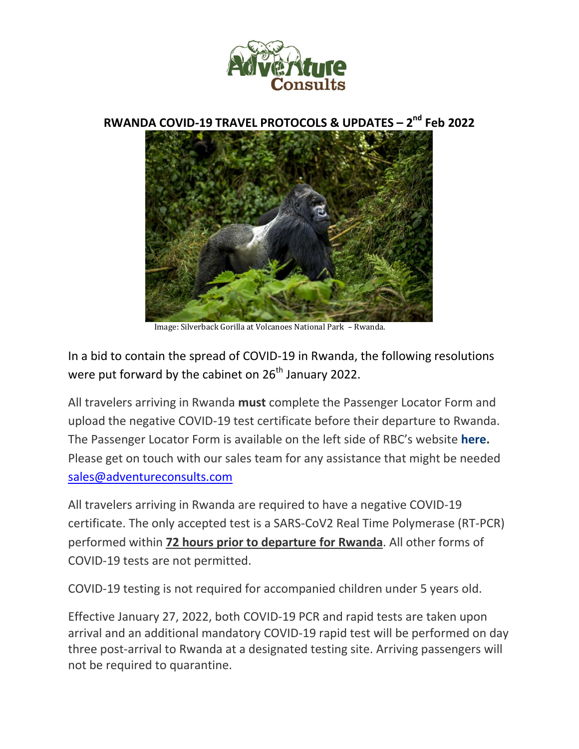# RWANDA COVID-19 TRAVEL PROTOCOLS & UPDATES – 2nd Feb 2022

Image: Silverback Gorilla at Volcanoes National Park – Rwanda.

In a bid to contain the spread of COVID-19 in Rwanda, the following resolutions were put forward by the cabinet on 26th January 2022.

All travelers arriving in Rwanda **must** complete the Passenger Locator Form and upload the negative COVID-19 test certificate before their departure to Rwanda. The Passenger Locator Form is available on the left side of RBC's website **here.** Please get on touch with our sales team for any assistance that might be needed sales@adventureconsults.com

All travelers arriving in Rwanda are required to have a negative COVID-19 certificate. The only accepted test is a SARS-CoV2 Real Time Polymerase (RT-PCR) performed within **72 hours prior to departure for Rwanda**. All other forms of COVID-19 tests are not permitted.

COVID-19 testing is not required for accompanied children under 5 years old.

Effective January 27, 2022, both COVID-19 PCR and rapid tests are taken upon arrival and an additional mandatory COVID-19 rapid test will be performed on day three post-arrival to Rwanda at a designated testing site. Arriving passengers will not be required to quarantine.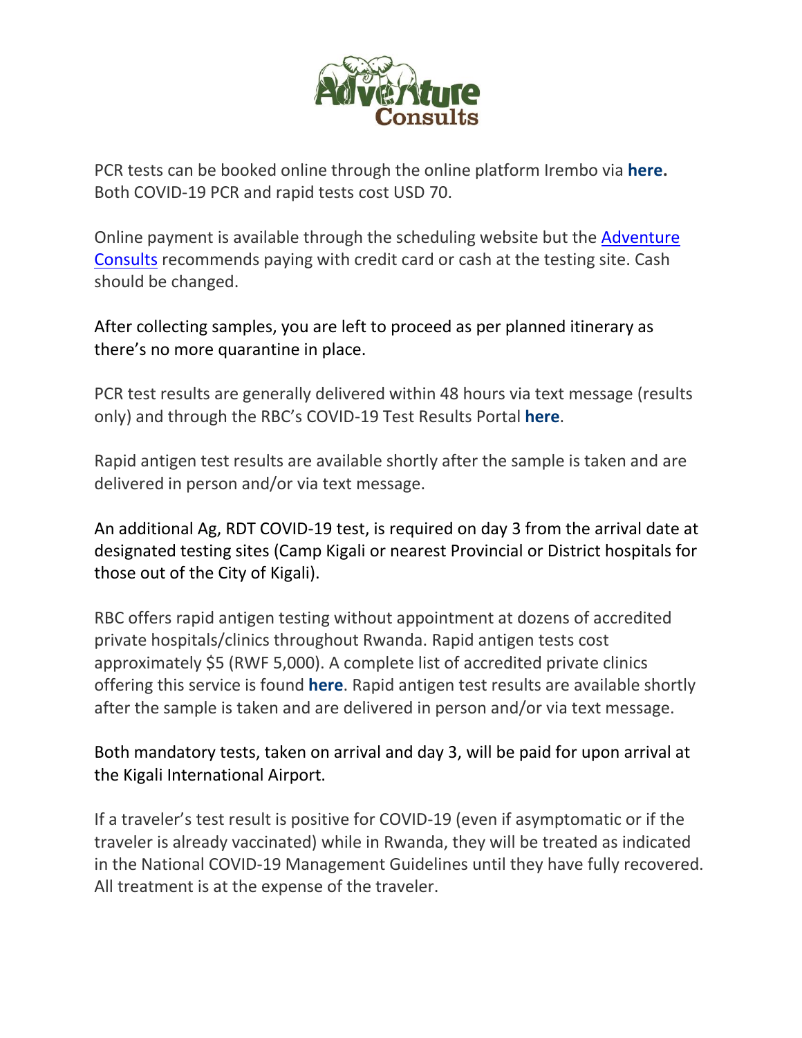PCR tests can be booked online through the online platform Irembo via **here.** Both COVID-19 PCR and rapid tests cost USD 70.

Online payment is available through the scheduling website but the Adventure Consults recommends paying with credit card or cash at the testing site. Cash should be changed.

After collecting samples, you are left to proceed as per planned itinerary as there's no more quarantine in place.

PCR test results are generally delivered within 48 hours via text message (results only) and through the RBC's COVID-19 Test Results Portal **here**.

Rapid antigen test results are available shortly after the sample is taken and are delivered in person and/or via text message.

An additional Ag, RDT COVID-19 test, is required on day 3 from the arrival date at designated testing sites (Camp Kigali or nearest Provincial or District hospitals for those out of the City of Kigali).

RBC offers rapid antigen testing without appointment at dozens of accredited private hospitals/clinics throughout Rwanda. Rapid antigen tests cost approximately $5 (RWF 5,000). A complete list of accredited private clinics offering this service is found **here**. Rapid antigen test results are available shortly after the sample is taken and are delivered in person and/or via text message.

Both mandatory tests, taken on arrival and day 3, will be paid for upon arrival at the Kigali International Airport.

If a traveler's test result is positive for COVID-19 (even if asymptomatic or if the traveler is already vaccinated) while in Rwanda, they will be treated as indicated in the National COVID-19 Management Guidelines until they have fully recovered. All treatment is at the expense of the traveler.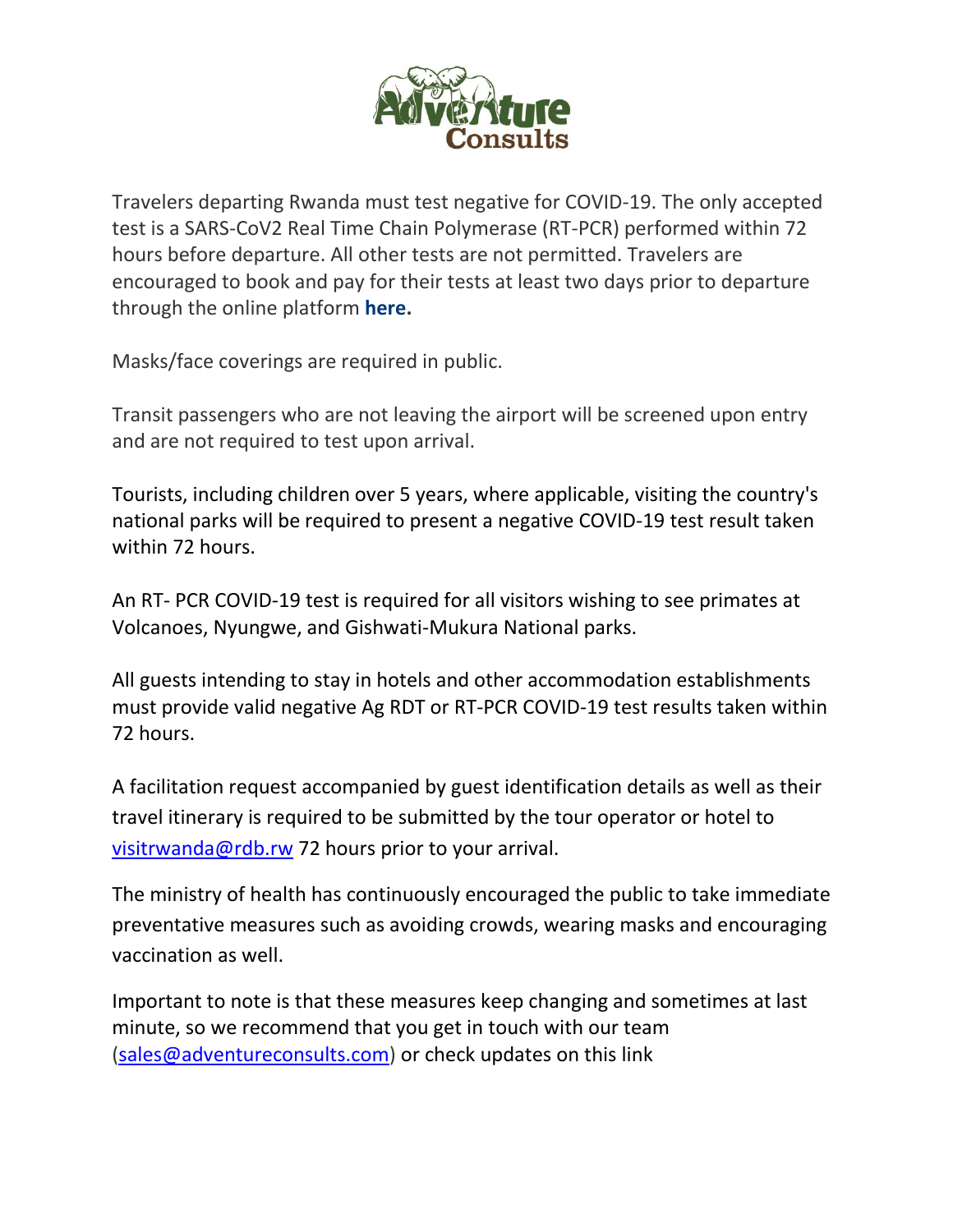Travelers departing Rwanda must test negative for COVID-19. The only accepted test is a SARS-CoV2 Real Time Chain Polymerase (RT-PCR) performed within 72 hours before departure. All other tests are not permitted. Travelers are encouraged to book and pay for their tests at least two days prior to departure through the online platform **here.**

Masks/face coverings are required in public.

Transit passengers who are not leaving the airport will be screened upon entry and are not required to test upon arrival.

Tourists, including children over 5 years, where applicable, visiting the country's national parks will be required to present a negative COVID-19 test result taken within 72 hours.

An RT- PCR COVID-19 test is required for all visitors wishing to see primates at Volcanoes, Nyungwe, and Gishwati-Mukura National parks.

All guests intending to stay in hotels and other accommodation establishments must provide valid negative Ag RDT or RT-PCR COVID-19 test results taken within 72 hours.

A facilitation request accompanied by guest identification details as well as their travel itinerary is required to be submitted by the tour operator or hotel to visitrwanda@rdb.rw 72 hours prior to your arrival.

The ministry of health has continuously encouraged the public to take immediate preventative measures such as avoiding crowds, wearing masks and encouraging vaccination as well.

Important to note is that these measures keep changing and sometimes at last minute, so we recommend that you get in touch with our team (sales@adventureconsults.com) or check updates on this link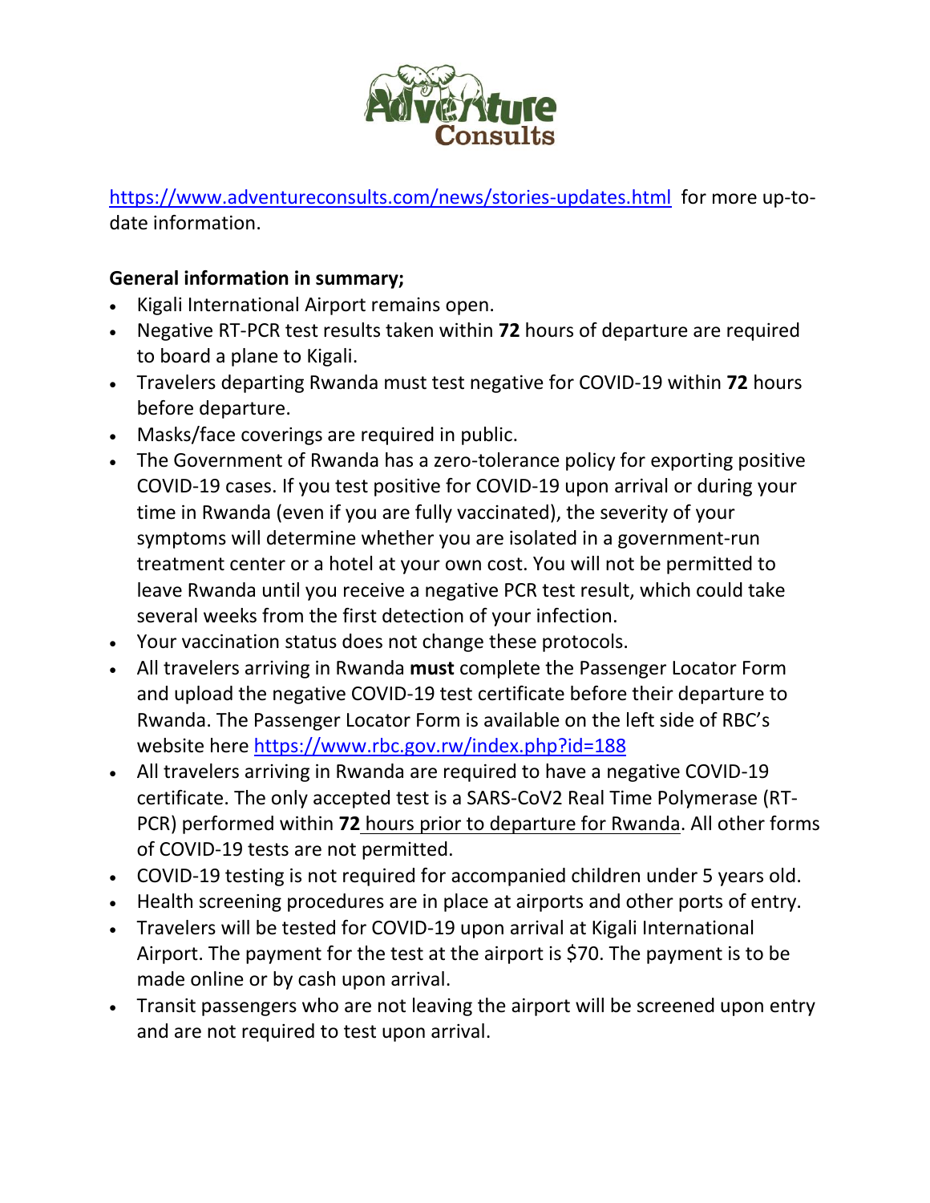https://www.adventureconsults.com/news/stories-updates.html for more up-to-date information.

**General information in summary;**

- Kigali International Airport remains open.
- Negative RT-PCR test results taken within **72** hours of departure are required to board a plane to Kigali.
- Travelers departing Rwanda must test negative for COVID-19 within **72** hours before departure.
- Masks/face coverings are required in public.
- The Government of Rwanda has a zero-tolerance policy for exporting positive COVID-19 cases. If you test positive for COVID-19 upon arrival or during your time in Rwanda (even if you are fully vaccinated), the severity of your symptoms will determine whether you are isolated in a government-run treatment center or a hotel at your own cost. You will not be permitted to leave Rwanda until you receive a negative PCR test result, which could take several weeks from the first detection of your infection.
- Your vaccination status does not change these protocols.
- All travelers arriving in Rwanda **must** complete the Passenger Locator Form and upload the negative COVID-19 test certificate before their departure to Rwanda. The Passenger Locator Form is available on the left side of RBC's website here https://www.rbc.gov.rw/index.php?id=188
- All travelers arriving in Rwanda are required to have a negative COVID-19 certificate. The only accepted test is a SARS-CoV2 Real Time Polymerase (RT-PCR) performed within **72** hours prior to departure for Rwanda. All other forms of COVID-19 tests are not permitted.
- COVID-19 testing is not required for accompanied children under 5 years old.
- Health screening procedures are in place at airports and other ports of entry.
- Travelers will be tested for COVID-19 upon arrival at Kigali International Airport. The payment for the test at the airport is $70. The payment is to be made online or by cash upon arrival.
- Transit passengers who are not leaving the airport will be screened upon entry and are not required to test upon arrival.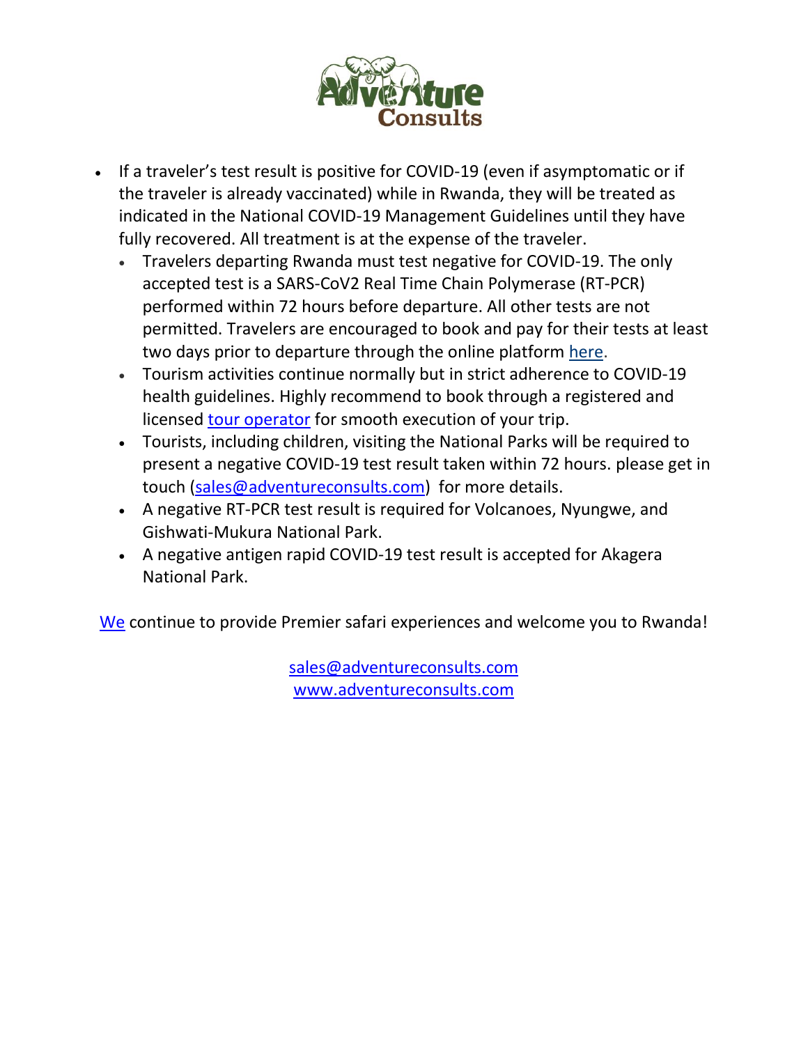- If a traveler's test result is positive for COVID-19 (even if asymptomatic or if the traveler is already vaccinated) while in Rwanda, they will be treated as indicated in the National COVID-19 Management Guidelines until they have fully recovered. All treatment is at the expense of the traveler.
  - Travelers departing Rwanda must test negative for COVID-19. The only accepted test is a SARS-CoV2 Real Time Chain Polymerase (RT-PCR) performed within 72 hours before departure. All other tests are not permitted. Travelers are encouraged to book and pay for their tests at least two days prior to departure through the online platform here.
  - Tourism activities continue normally but in strict adherence to COVID-19 health guidelines. Highly recommend to book through a registered and licensed tour operator for smooth execution of your trip.
  - Tourists, including children, visiting the National Parks will be required to present a negative COVID-19 test result taken within 72 hours. please get in touch (sales@adventureconsults.com) for more details.
  - A negative RT-PCR test result is required for Volcanoes, Nyungwe, and Gishwati-Mukura National Park.
  - A negative antigen rapid COVID-19 test result is accepted for Akagera National Park.

We continue to provide Premier safari experiences and welcome you to Rwanda!

sales@adventureconsults.com
www.adventureconsults.com